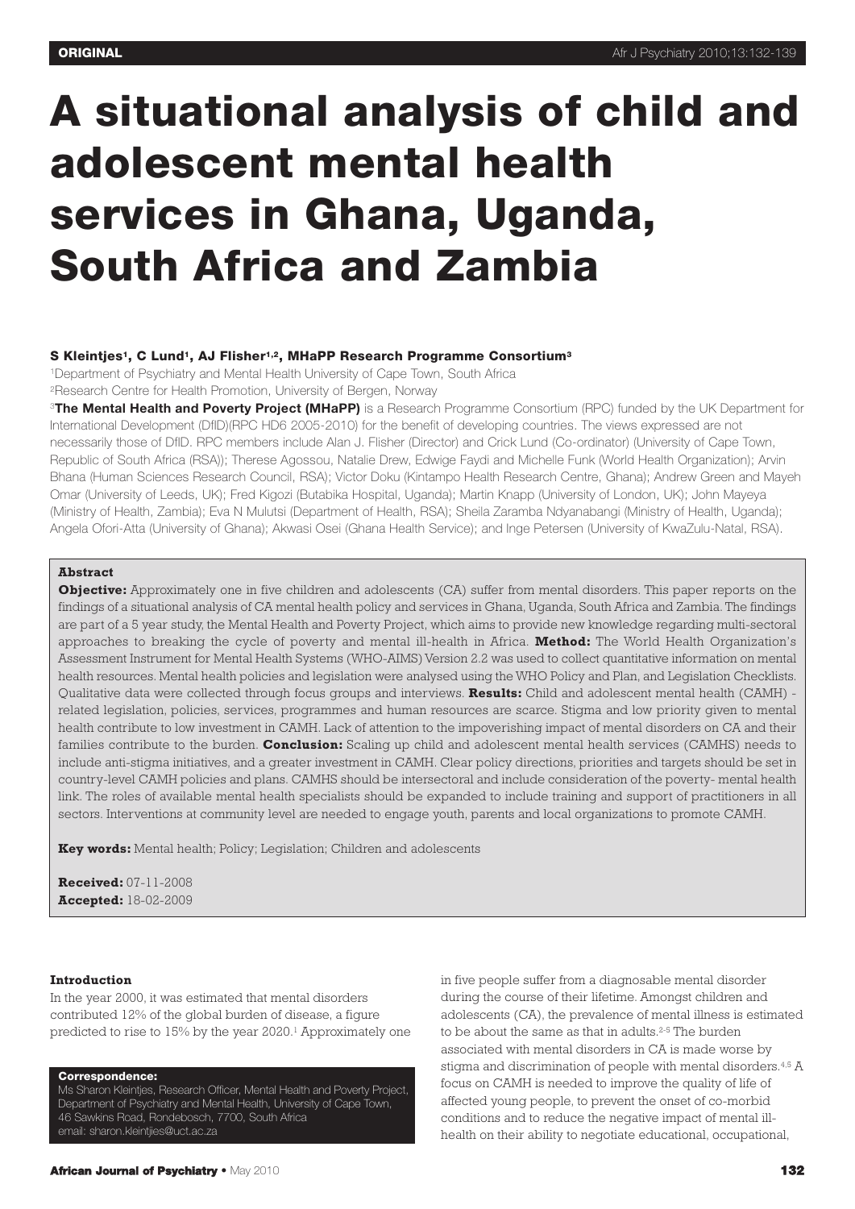ORIGINAL

# A situational analysis of child and adolescent mental health services in Ghana, Uganda, South Africa and Zambia

**S Kleintjes[1], C Lund[1], AJ Flisher[1,2], MHaPP Research Programme Consortium[3]**

[1]Department of Psychiatry and Mental Health University of Cape Town, South Africa
[2]Research Centre for Health Promotion, University of Bergen, Norway
[3]**The Mental Health and Poverty Project (MHaPP)** is a Research Programme Consortium (RPC) funded by the UK Department for International Development (DfID)(RPC HD6 2005-2010) for the benefit of developing countries. The views expressed are not necessarily those of DfID. RPC members include Alan J. Flisher (Director) and Crick Lund (Co-ordinator) (University of Cape Town, Republic of South Africa (RSA)); Therese Agossou, Natalie Drew, Edwige Faydi and Michelle Funk (World Health Organization); Arvin Bhana (Human Sciences Research Council, RSA); Victor Doku (Kintampo Health Research Centre, Ghana); Andrew Green and Mayeh Omar (University of Leeds, UK); Fred Kigozi (Butabika Hospital, Uganda); Martin Knapp (University of London, UK); John Mayeya (Ministry of Health, Zambia); Eva N Mulutsi (Department of Health, RSA); Sheila Zaramba Ndyanabangi (Ministry of Health, Uganda); Angela Ofori-Atta (University of Ghana); Akwasi Osei (Ghana Health Service); and Inge Petersen (University of KwaZulu-Natal, RSA).

**Abstract**

**Objective:** Approximately one in five children and adolescents (CA) suffer from mental disorders. This paper reports on the findings of a situational analysis of CA mental health policy and services in Ghana, Uganda, South Africa and Zambia. The findings are part of a 5 year study, the Mental Health and Poverty Project, which aims to provide new knowledge regarding multi-sectoral approaches to breaking the cycle of poverty and mental ill-health in Africa. **Method:** The World Health Organization's Assessment Instrument for Mental Health Systems (WHO-AIMS) Version 2.2 was used to collect quantitative information on mental health resources. Mental health policies and legislation were analysed using the WHO Policy and Plan, and Legislation Checklists. Qualitative data were collected through focus groups and interviews. **Results:** Child and adolescent mental health (CAMH) - related legislation, policies, services, programmes and human resources are scarce. Stigma and low priority given to mental health contribute to low investment in CAMH. Lack of attention to the impoverishing impact of mental disorders on CA and their families contribute to the burden. **Conclusion:** Scaling up child and adolescent mental health services (CAMHS) needs to include anti-stigma initiatives, and a greater investment in CAMH. Clear policy directions, priorities and targets should be set in country-level CAMH policies and plans. CAMHS should be intersectoral and include consideration of the poverty- mental health link. The roles of available mental health specialists should be expanded to include training and support of practitioners in all sectors. Interventions at community level are needed to engage youth, parents and local organizations to promote CAMH.

**Key words:** Mental health; Policy; Legislation; Children and adolescents

**Received:** 07-11-2008
**Accepted:** 18-02-2009

**Correspondence:**
Ms Sharon Kleintjes, Research Officer, Mental Health and Poverty Project, Department of Psychiatry and Mental Health, University of Cape Town, 46 Sawkins Road, Rondebosch, 7700, South Africa
email: sharon.kleintjes@uct.ac.za

## Introduction

In the year 2000, it was estimated that mental disorders contributed 12% of the global burden of disease, a figure predicted to rise to 15% by the year 2020.[1] Approximately one in five people suffer from a diagnosable mental disorder during the course of their lifetime. Amongst children and adolescents (CA), the prevalence of mental illness is estimated to be about the same as that in adults.[2-5] The burden associated with mental disorders in CA is made worse by stigma and discrimination of people with mental disorders.[4,5] A focus on CAMH is needed to improve the quality of life of affected young people, to prevent the onset of co-morbid conditions and to reduce the negative impact of mental ill-health on their ability to negotiate educational, occupational,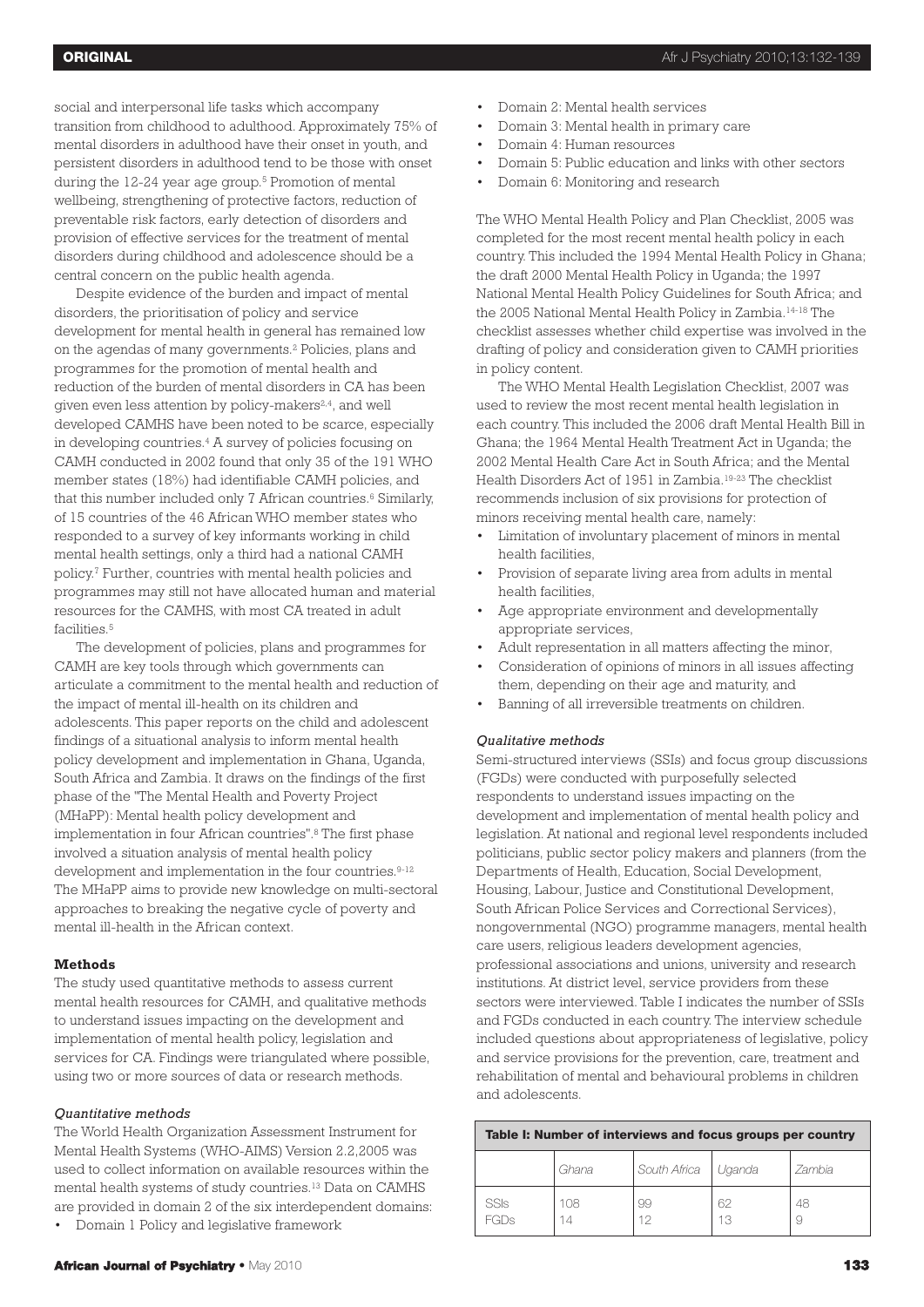social and interpersonal life tasks which accompany transition from childhood to adulthood. Approximately 75% of mental disorders in adulthood have their onset in youth, and persistent disorders in adulthood tend to be those with onset during the 12-24 year age group.[5] Promotion of mental wellbeing, strengthening of protective factors, reduction of preventable risk factors, early detection of disorders and provision of effective services for the treatment of mental disorders during childhood and adolescence should be a central concern on the public health agenda.

Despite evidence of the burden and impact of mental disorders, the prioritisation of policy and service development for mental health in general has remained low on the agendas of many governments.[2] Policies, plans and programmes for the promotion of mental health and reduction of the burden of mental disorders in CA has been given even less attention by policy-makers[2,4], and well developed CAMHS have been noted to be scarce, especially in developing countries.[4] A survey of policies focusing on CAMH conducted in 2002 found that only 35 of the 191 WHO member states (18%) had identifiable CAMH policies, and that this number included only 7 African countries.[6] Similarly, of 15 countries of the 46 African WHO member states who responded to a survey of key informants working in child mental health settings, only a third had a national CAMH policy.[7] Further, countries with mental health policies and programmes may still not have allocated human and material resources for the CAMHS, with most CA treated in adult facilities.[5]

The development of policies, plans and programmes for CAMH are key tools through which governments can articulate a commitment to the mental health and reduction of the impact of mental ill-health on its children and adolescents. This paper reports on the child and adolescent findings of a situational analysis to inform mental health policy development and implementation in Ghana, Uganda, South Africa and Zambia. It draws on the findings of the first phase of the "The Mental Health and Poverty Project (MHaPP): Mental health policy development and implementation in four African countries".[8] The first phase involved a situation analysis of mental health policy development and implementation in the four countries.[9-12] The MHaPP aims to provide new knowledge on multi-sectoral approaches to breaking the negative cycle of poverty and mental ill-health in the African context.

## Methods

The study used quantitative methods to assess current mental health resources for CAMH, and qualitative methods to understand issues impacting on the development and implementation of mental health policy, legislation and services for CA. Findings were triangulated where possible, using two or more sources of data or research methods.

### *Quantitative methods*

The World Health Organization Assessment Instrument for Mental Health Systems (WHO-AIMS) Version 2.2,2005 was used to collect information on available resources within the mental health systems of study countries.[13] Data on CAMHS are provided in domain 2 of the six interdependent domains:

- Domain 1 Policy and legislative framework
- Domain 2: Mental health services
- Domain 3: Mental health in primary care
- Domain 4: Human resources
- Domain 5: Public education and links with other sectors
- Domain 6: Monitoring and research

The WHO Mental Health Policy and Plan Checklist, 2005 was completed for the most recent mental health policy in each country. This included the 1994 Mental Health Policy in Ghana; the draft 2000 Mental Health Policy in Uganda; the 1997 National Mental Health Policy Guidelines for South Africa; and the 2005 National Mental Health Policy in Zambia.[14-18] The checklist assesses whether child expertise was involved in the drafting of policy and consideration given to CAMH priorities in policy content.

The WHO Mental Health Legislation Checklist, 2007 was used to review the most recent mental health legislation in each country. This included the 2006 draft Mental Health Bill in Ghana; the 1964 Mental Health Treatment Act in Uganda; the 2002 Mental Health Care Act in South Africa; and the Mental Health Disorders Act of 1951 in Zambia.[19-23] The checklist recommends inclusion of six provisions for protection of minors receiving mental health care, namely:

- Limitation of involuntary placement of minors in mental health facilities,
- Provision of separate living area from adults in mental health facilities,
- Age appropriate environment and developmentally appropriate services,
- Adult representation in all matters affecting the minor,
- Consideration of opinions of minors in all issues affecting them, depending on their age and maturity, and
- Banning of all irreversible treatments on children.

### *Qualitative methods*

Semi-structured interviews (SSIs) and focus group discussions (FGDs) were conducted with purposefully selected respondents to understand issues impacting on the development and implementation of mental health policy and legislation. At national and regional level respondents included politicians, public sector policy makers and planners (from the Departments of Health, Education, Social Development, Housing, Labour, Justice and Constitutional Development, South African Police Services and Correctional Services), nongovernmental (NGO) programme managers, mental health care users, religious leaders development agencies, professional associations and unions, university and research institutions. At district level, service providers from these sectors were interviewed. Table I indicates the number of SSIs and FGDs conducted in each country. The interview schedule included questions about appropriateness of legislative, policy and service provisions for the prevention, care, treatment and rehabilitation of mental and behavioural problems in children and adolescents.

**Table I: Number of interviews and focus groups per country**

| | Ghana | South Africa | Uganda | Zambia |
|---|---|---|---|---|
| SSIs | 108 | 99 | 62 | 48 |
| FGDs | 14 | 12 | 13 | 9 |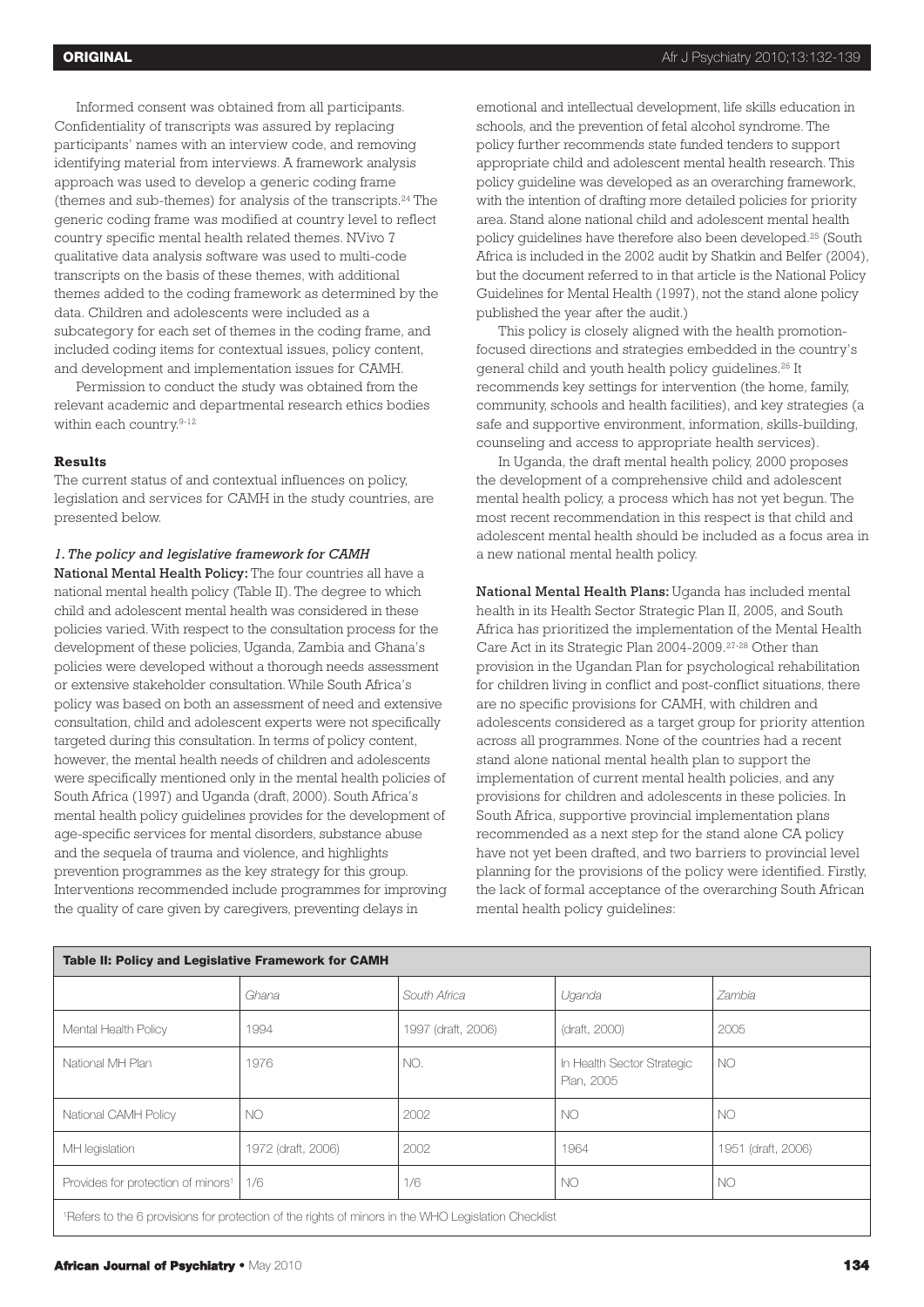Informed consent was obtained from all participants. Confidentiality of transcripts was assured by replacing participants' names with an interview code, and removing identifying material from interviews. A framework analysis approach was used to develop a generic coding frame (themes and sub-themes) for analysis of the transcripts.[24] The generic coding frame was modified at country level to reflect country specific mental health related themes. NVivo 7 qualitative data analysis software was used to multi-code transcripts on the basis of these themes, with additional themes added to the coding framework as determined by the data. Children and adolescents were included as a subcategory for each set of themes in the coding frame, and included coding items for contextual issues, policy content, and development and implementation issues for CAMH.

Permission to conduct the study was obtained from the relevant academic and departmental research ethics bodies within each country.[9-12]

## Results

The current status of and contextual influences on policy, legislation and services for CAMH in the study countries, are presented below.

### *1. The policy and legislative framework for CAMH*

**National Mental Health Policy:** The four countries all have a national mental health policy (Table II). The degree to which child and adolescent mental health was considered in these policies varied. With respect to the consultation process for the development of these policies, Uganda, Zambia and Ghana's policies were developed without a thorough needs assessment or extensive stakeholder consultation. While South Africa's policy was based on both an assessment of need and extensive consultation, child and adolescent experts were not specifically targeted during this consultation. In terms of policy content, however, the mental health needs of children and adolescents were specifically mentioned only in the mental health policies of South Africa (1997) and Uganda (draft, 2000). South Africa's mental health policy guidelines provides for the development of age-specific services for mental disorders, substance abuse and the sequela of trauma and violence, and highlights prevention programmes as the key strategy for this group. Interventions recommended include programmes for improving the quality of care given by caregivers, preventing delays in emotional and intellectual development, life skills education in schools, and the prevention of fetal alcohol syndrome. The policy further recommends state funded tenders to support appropriate child and adolescent mental health research. This policy guideline was developed as an overarching framework, with the intention of drafting more detailed policies for priority area. Stand alone national child and adolescent mental health policy guidelines have therefore also been developed.[25] (South Africa is included in the 2002 audit by Shatkin and Belfer (2004), but the document referred to in that article is the National Policy Guidelines for Mental Health (1997), not the stand alone policy published the year after the audit.)

This policy is closely aligned with the health promotion-focused directions and strategies embedded in the country's general child and youth health policy guidelines.[26] It recommends key settings for intervention (the home, family, community, schools and health facilities), and key strategies (a safe and supportive environment, information, skills-building, counseling and access to appropriate health services).

In Uganda, the draft mental health policy, 2000 proposes the development of a comprehensive child and adolescent mental health policy, a process which has not yet begun. The most recent recommendation in this respect is that child and adolescent mental health should be included as a focus area in a new national mental health policy.

**National Mental Health Plans:** Uganda has included mental health in its Health Sector Strategic Plan II, 2005, and South Africa has prioritized the implementation of the Mental Health Care Act in its Strategic Plan 2004-2009.[27-28] Other than provision in the Ugandan Plan for psychological rehabilitation for children living in conflict and post-conflict situations, there are no specific provisions for CAMH, with children and adolescents considered as a target group for priority attention across all programmes. None of the countries had a recent stand alone national mental health plan to support the implementation of current mental health policies, and any provisions for children and adolescents in these policies. In South Africa, supportive provincial implementation plans recommended as a next step for the stand alone CA policy have not yet been drafted, and two barriers to provincial level planning for the provisions of the policy were identified. Firstly, the lack of formal acceptance of the overarching South African mental health policy guidelines:

**Table II: Policy and Legislative Framework for CAMH**

| | Ghana | South Africa | Uganda | Zambia |
|---|---|---|---|---|
| Mental Health Policy | 1994 | 1997 (draft, 2006) | (draft, 2000) | 2005 |
| National MH Plan | 1976 | NO. | In Health Sector Strategic Plan, 2005 | NO |
| National CAMH Policy | NO | 2002 | NO | NO |
| MH legislation | 1972 (draft, 2006) | 2002 | 1964 | 1951 (draft, 2006) |
| Provides for protection of minors[1] | 1/6 | 1/6 | NO | NO |

[1]Refers to the 6 provisions for protection of the rights of minors in the WHO Legislation Checklist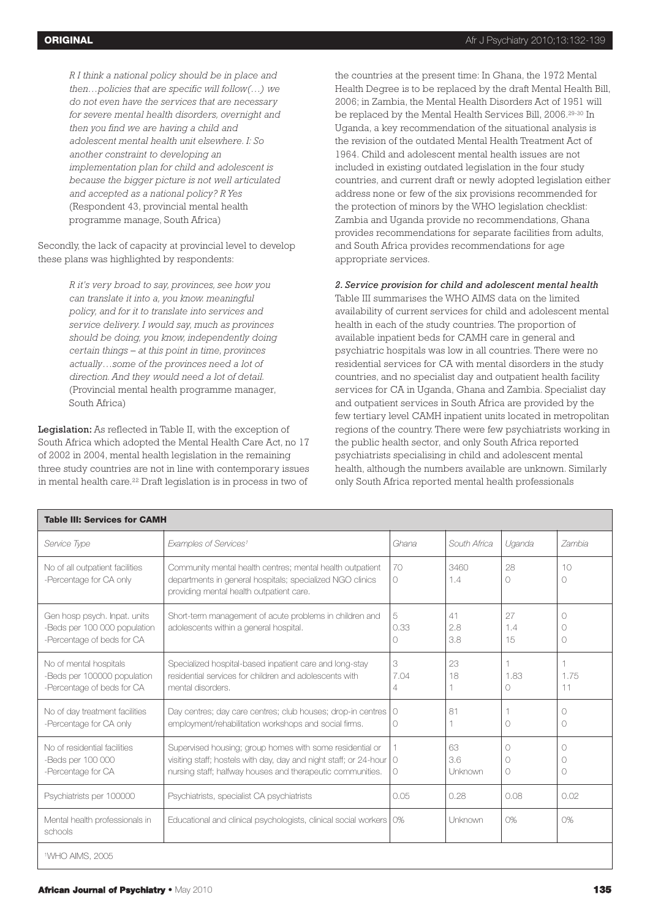*R I think a national policy should be in place and then…policies that are specific will follow(…) we do not even have the services that are necessary for severe mental health disorders, overnight and then you find we are having a child and adolescent mental health unit elsewhere. I: So another constraint to developing an implementation plan for child and adolescent is because the bigger picture is not well articulated and accepted as a national policy? R Yes* (Respondent 43, provincial mental health programme manage, South Africa)

Secondly, the lack of capacity at provincial level to develop these plans was highlighted by respondents:

> *R it's very broad to say, provinces, see how you can translate it into a, you know. meaningful policy, and for it to translate into services and service delivery. I would say, much as provinces should be doing, you know, independently doing certain things – at this point in time, provinces actually…some of the provinces need a lot of direction. And they would need a lot of detail.* (Provincial mental health programme manager, South Africa)

**Legislation:** As reflected in Table II, with the exception of South Africa which adopted the Mental Health Care Act, no 17 of 2002 in 2004, mental health legislation in the remaining three study countries are not in line with contemporary issues in mental health care.[22] Draft legislation is in process in two of the countries at the present time: In Ghana, the 1972 Mental Health Degree is to be replaced by the draft Mental Health Bill, 2006; in Zambia, the Mental Health Disorders Act of 1951 will be replaced by the Mental Health Services Bill, 2006.[29-30] In Uganda, a key recommendation of the situational analysis is the revision of the outdated Mental Health Treatment Act of 1964. Child and adolescent mental health issues are not included in existing outdated legislation in the four study countries, and current draft or newly adopted legislation either address none or few of the six provisions recommended for the protection of minors by the WHO legislation checklist: Zambia and Uganda provide no recommendations, Ghana provides recommendations for separate facilities from adults, and South Africa provides recommendations for age appropriate services.

*2. Service provision for child and adolescent mental health*

Table III summarises the WHO AIMS data on the limited availability of current services for child and adolescent mental health in each of the study countries. The proportion of available inpatient beds for CAMH care in general and psychiatric hospitals was low in all countries. There were no residential services for CA with mental disorders in the study countries, and no specialist day and outpatient health facility services for CA in Uganda, Ghana and Zambia. Specialist day and outpatient services in South Africa are provided by the few tertiary level CAMH inpatient units located in metropolitan regions of the country. There were few psychiatrists working in the public health sector, and only South Africa reported psychiatrists specialising in child and adolescent mental health, although the numbers available are unknown. Similarly only South Africa reported mental health professionals

**Table III: Services for CAMH**

| Service Type | Examples of Services[1] | Ghana | South Africa | Uganda | Zambia |
|---|---|---|---|---|---|
| No of all outpatient facilities<br>-Percentage for CA only | Community mental health centres; mental health outpatient departments in general hospitals; specialized NGO clinics providing mental health outpatient care. | 70<br>0 | 3460<br>1.4 | 28<br>0 | 10<br>0 |
| Gen hosp psych. Inpat. units<br>-Beds per 100 000 population<br>-Percentage of beds for CA | Short-term management of acute problems in children and adolescents within a general hospital. | 5<br>0.33<br>0 | 41<br>2.8<br>3.8 | 27<br>1.4<br>15 | 0<br>0<br>0 |
| No of mental hospitals<br>-Beds per 100000 population<br>-Percentage of beds for CA | Specialized hospital-based inpatient care and long-stay residential services for children and adolescents with mental disorders. | 3<br>7.04<br>4 | 23<br>18<br>1 | 1<br>1.83<br>0 | 1<br>1.75<br>11 |
| No of day treatment facilities<br>-Percentage for CA only | Day centres; day care centres; club houses; drop-in centres employment/rehabilitation workshops and social firms. | 0<br>0 | 81<br>1 | 1<br>0 | 0<br>0 |
| No of residential facilities<br>-Beds per 100 000<br>-Percentage for CA | Supervised housing; group homes with some residential or visiting staff; hostels with day, day and night staff; or 24-hour nursing staff; halfway houses and therapeutic communities. | 1<br>0<br>0 | 63<br>3.6<br>Unknown | 0<br>0<br>0 | 0<br>0<br>0 |
| Psychiatrists per 100000 | Psychiatrists, specialist CA psychiatrists | 0.05 | 0.28 | 0.08 | 0.02 |
| Mental health professionals in schools | Educational and clinical psychologists, clinical social workers | 0% | Unknown | 0% | 0% |

[1]WHO AIMS, 2005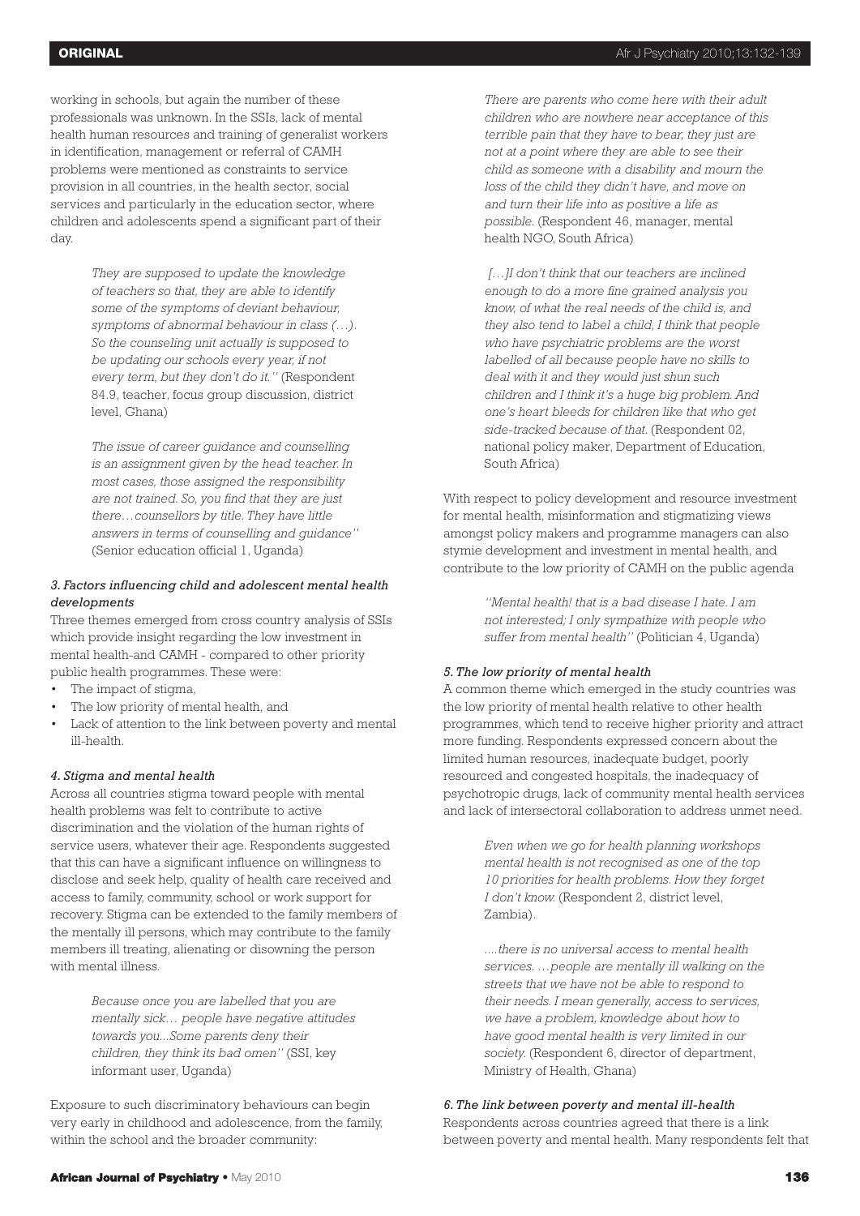working in schools, but again the number of these professionals was unknown. In the SSIs, lack of mental health human resources and training of generalist workers in identification, management or referral of CAMH problems were mentioned as constraints to service provision in all countries, in the health sector, social services and particularly in the education sector, where children and adolescents spend a significant part of their day.

> *They are supposed to update the knowledge of teachers so that, they are able to identify some of the symptoms of deviant behaviour, symptoms of abnormal behaviour in class (…). So the counseling unit actually is supposed to be updating our schools every year, if not every term, but they don't do it.''* (Respondent 84.9, teacher, focus group discussion, district level, Ghana)

> *The issue of career guidance and counselling is an assignment given by the head teacher. In most cases, those assigned the responsibility are not trained. So, you find that they are just there…counsellors by title. They have little answers in terms of counselling and guidance''* (Senior education official 1, Uganda)

### *3. Factors influencing child and adolescent mental health developments*

Three themes emerged from cross country analysis of SSIs which provide insight regarding the low investment in mental health-and CAMH - compared to other priority public health programmes. These were:

- The impact of stigma,
- The low priority of mental health, and
- Lack of attention to the link between poverty and mental ill-health.

### *4. Stigma and mental health*

Across all countries stigma toward people with mental health problems was felt to contribute to active discrimination and the violation of the human rights of service users, whatever their age. Respondents suggested that this can have a significant influence on willingness to disclose and seek help, quality of health care received and access to family, community, school or work support for recovery. Stigma can be extended to the family members of the mentally ill persons, which may contribute to the family members ill treating, alienating or disowning the person with mental illness.

> *Because once you are labelled that you are mentally sick… people have negative attitudes towards you...Some parents deny their children, they think its bad omen''* (SSI, key informant user, Uganda)

Exposure to such discriminatory behaviours can begin very early in childhood and adolescence, from the family, within the school and the broader community:

> *There are parents who come here with their adult children who are nowhere near acceptance of this terrible pain that they have to bear, they just are not at a point where they are able to see their child as someone with a disability and mourn the loss of the child they didn't have, and move on and turn their life into as positive a life as possible.* (Respondent 46, manager, mental health NGO, South Africa)

> *[…]I don't think that our teachers are inclined enough to do a more fine grained analysis you know, of what the real needs of the child is, and they also tend to label a child, I think that people who have psychiatric problems are the worst labelled of all because people have no skills to deal with it and they would just shun such children and I think it's a huge big problem. And one's heart bleeds for children like that who get side-tracked because of that.* (Respondent 02, national policy maker, Department of Education, South Africa)

With respect to policy development and resource investment for mental health, misinformation and stigmatizing views amongst policy makers and programme managers can also stymie development and investment in mental health, and contribute to the low priority of CAMH on the public agenda

> *''Mental health! that is a bad disease I hate. I am not interested; I only sympathize with people who suffer from mental health''* (Politician 4, Uganda)

### *5. The low priority of mental health*

A common theme which emerged in the study countries was the low priority of mental health relative to other health programmes, which tend to receive higher priority and attract more funding. Respondents expressed concern about the limited human resources, inadequate budget, poorly resourced and congested hospitals, the inadequacy of psychotropic drugs, lack of community mental health services and lack of intersectoral collaboration to address unmet need.

> *Even when we go for health planning workshops mental health is not recognised as one of the top 10 priorities for health problems. How they forget I don't know.* (Respondent 2, district level, Zambia).

> *....there is no universal access to mental health services. …people are mentally ill walking on the streets that we have not be able to respond to their needs. I mean generally, access to services, we have a problem, knowledge about how to have good mental health is very limited in our society.* (Respondent 6, director of department, Ministry of Health, Ghana)

### *6. The link between poverty and mental ill-health*

Respondents across countries agreed that there is a link between poverty and mental health. Many respondents felt that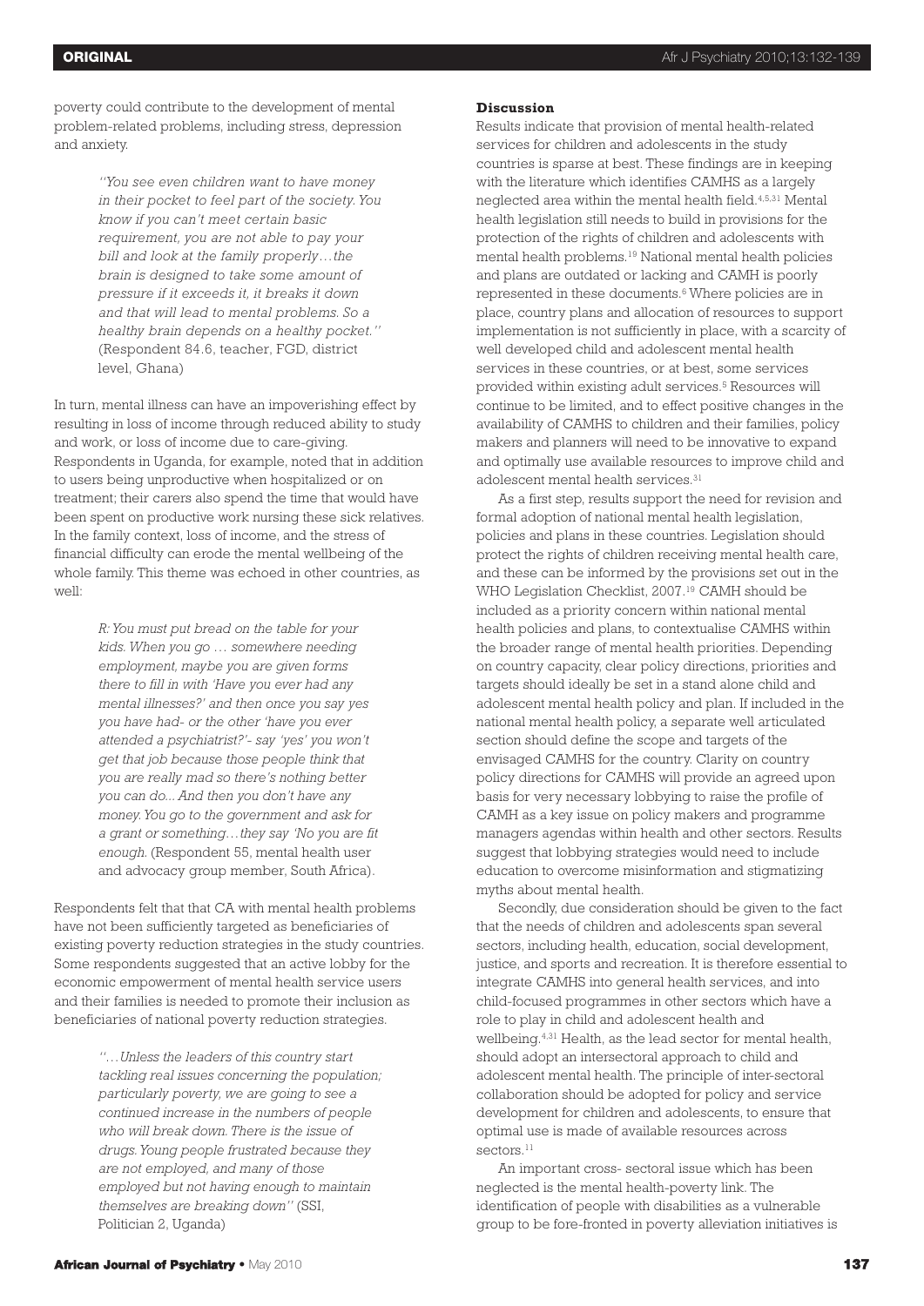poverty could contribute to the development of mental problem-related problems, including stress, depression and anxiety.

> *"You see even children want to have money in their pocket to feel part of the society. You know if you can't meet certain basic requirement, you are not able to pay your bill and look at the family properly…the brain is designed to take some amount of pressure if it exceeds it, it breaks it down and that will lead to mental problems. So a healthy brain depends on a healthy pocket."* (Respondent 84.6, teacher, FGD, district level, Ghana)

In turn, mental illness can have an impoverishing effect by resulting in loss of income through reduced ability to study and work, or loss of income due to care-giving. Respondents in Uganda, for example, noted that in addition to users being unproductive when hospitalized or on treatment; their carers also spend the time that would have been spent on productive work nursing these sick relatives. In the family context, loss of income, and the stress of financial difficulty can erode the mental wellbeing of the whole family. This theme was echoed in other countries, as well:

> *R: You must put bread on the table for your kids. When you go … somewhere needing employment, maybe you are given forms there to fill in with 'Have you ever had any mental illnesses?' and then once you say yes you have had- or the other 'have you ever attended a psychiatrist?'- say 'yes' you won't get that job because those people think that you are really mad so there's nothing better you can do... And then you don't have any money. You go to the government and ask for a grant or something…they say 'No you are fit enough.* (Respondent 55, mental health user and advocacy group member, South Africa).

Respondents felt that that CA with mental health problems have not been sufficiently targeted as beneficiaries of existing poverty reduction strategies in the study countries. Some respondents suggested that an active lobby for the economic empowerment of mental health service users and their families is needed to promote their inclusion as beneficiaries of national poverty reduction strategies.

> *"…Unless the leaders of this country start tackling real issues concerning the population; particularly poverty, we are going to see a continued increase in the numbers of people who will break down. There is the issue of drugs. Young people frustrated because they are not employed, and many of those employed but not having enough to maintain themselves are breaking down"* (SSI, Politician 2, Uganda)

**Discussion**

Results indicate that provision of mental health-related services for children and adolescents in the study countries is sparse at best. These findings are in keeping with the literature which identifies CAMHS as a largely neglected area within the mental health field.[4,5,31] Mental health legislation still needs to build in provisions for the protection of the rights of children and adolescents with mental health problems.[19] National mental health policies and plans are outdated or lacking and CAMH is poorly represented in these documents.[6] Where policies are in place, country plans and allocation of resources to support implementation is not sufficiently in place, with a scarcity of well developed child and adolescent mental health services in these countries, or at best, some services provided within existing adult services.[5] Resources will continue to be limited, and to effect positive changes in the availability of CAMHS to children and their families, policy makers and planners will need to be innovative to expand and optimally use available resources to improve child and adolescent mental health services.[31]

As a first step, results support the need for revision and formal adoption of national mental health legislation, policies and plans in these countries. Legislation should protect the rights of children receiving mental health care, and these can be informed by the provisions set out in the WHO Legislation Checklist, 2007.[19] CAMH should be included as a priority concern within national mental health policies and plans, to contextualise CAMHS within the broader range of mental health priorities. Depending on country capacity, clear policy directions, priorities and targets should ideally be set in a stand alone child and adolescent mental health policy and plan. If included in the national mental health policy, a separate well articulated section should define the scope and targets of the envisaged CAMHS for the country. Clarity on country policy directions for CAMHS will provide an agreed upon basis for very necessary lobbying to raise the profile of CAMH as a key issue on policy makers and programme managers agendas within health and other sectors. Results suggest that lobbying strategies would need to include education to overcome misinformation and stigmatizing myths about mental health.

Secondly, due consideration should be given to the fact that the needs of children and adolescents span several sectors, including health, education, social development, justice, and sports and recreation. It is therefore essential to integrate CAMHS into general health services, and into child-focused programmes in other sectors which have a role to play in child and adolescent health and wellbeing.[4,31] Health, as the lead sector for mental health, should adopt an intersectoral approach to child and adolescent mental health. The principle of inter-sectoral collaboration should be adopted for policy and service development for children and adolescents, to ensure that optimal use is made of available resources across sectors.[11]

An important cross- sectoral issue which has been neglected is the mental health-poverty link. The identification of people with disabilities as a vulnerable group to be fore-fronted in poverty alleviation initiatives is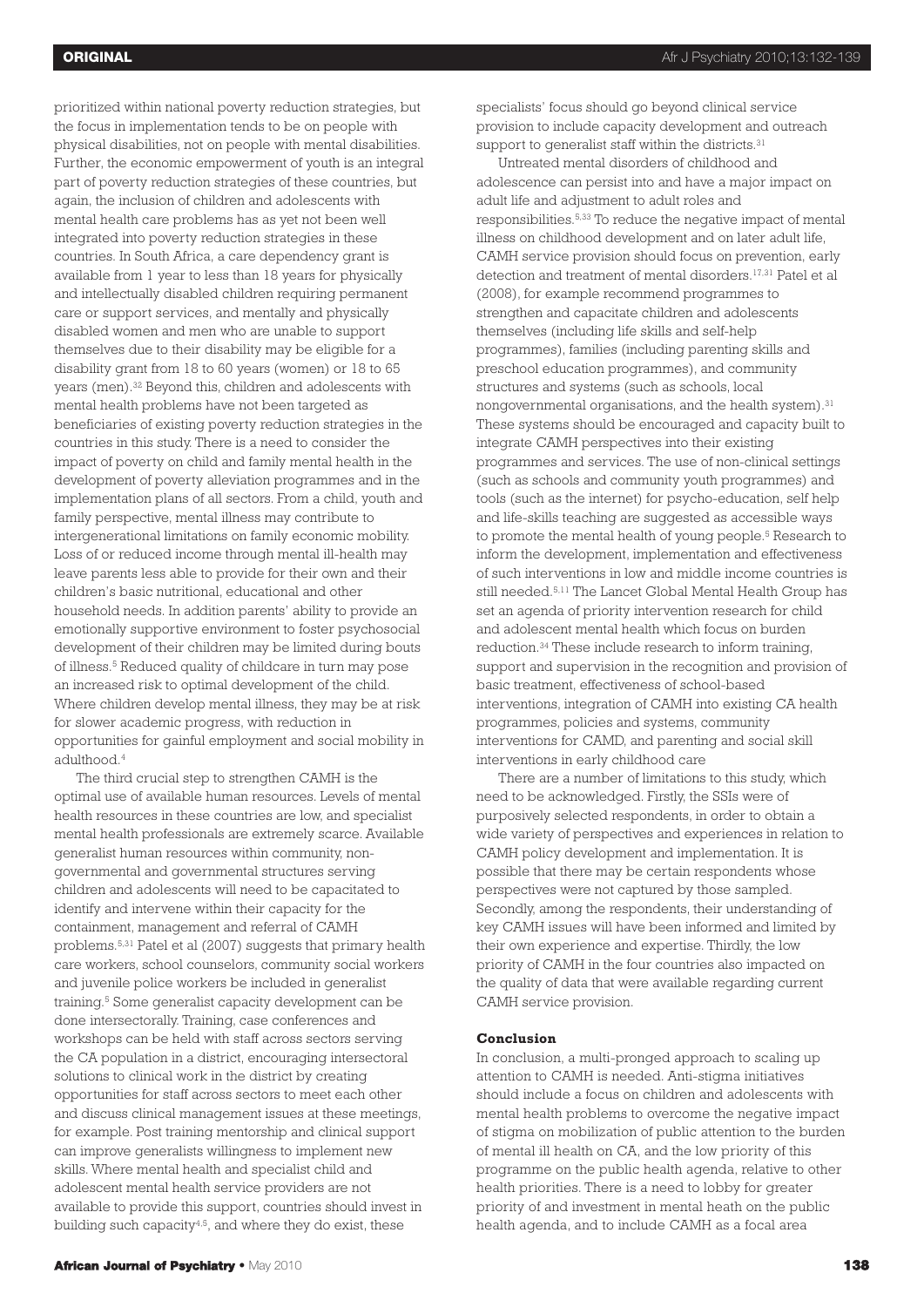prioritized within national poverty reduction strategies, but the focus in implementation tends to be on people with physical disabilities, not on people with mental disabilities. Further, the economic empowerment of youth is an integral part of poverty reduction strategies of these countries, but again, the inclusion of children and adolescents with mental health care problems has as yet not been well integrated into poverty reduction strategies in these countries. In South Africa, a care dependency grant is available from 1 year to less than 18 years for physically and intellectually disabled children requiring permanent care or support services, and mentally and physically disabled women and men who are unable to support themselves due to their disability may be eligible for a disability grant from 18 to 60 years (women) or 18 to 65 years (men).[32] Beyond this, children and adolescents with mental health problems have not been targeted as beneficiaries of existing poverty reduction strategies in the countries in this study. There is a need to consider the impact of poverty on child and family mental health in the development of poverty alleviation programmes and in the implementation plans of all sectors. From a child, youth and family perspective, mental illness may contribute to intergenerational limitations on family economic mobility. Loss of or reduced income through mental ill-health may leave parents less able to provide for their own and their children's basic nutritional, educational and other household needs. In addition parents' ability to provide an emotionally supportive environment to foster psychosocial development of their children may be limited during bouts of illness.[5] Reduced quality of childcare in turn may pose an increased risk to optimal development of the child. Where children develop mental illness, they may be at risk for slower academic progress, with reduction in opportunities for gainful employment and social mobility in adulthood.[4]

The third crucial step to strengthen CAMH is the optimal use of available human resources. Levels of mental health resources in these countries are low, and specialist mental health professionals are extremely scarce. Available generalist human resources within community, non-governmental and governmental structures serving children and adolescents will need to be capacitated to identify and intervene within their capacity for the containment, management and referral of CAMH problems.[5,31] Patel et al (2007) suggests that primary health care workers, school counselors, community social workers and juvenile police workers be included in generalist training.[5] Some generalist capacity development can be done intersectorally. Training, case conferences and workshops can be held with staff across sectors serving the CA population in a district, encouraging intersectoral solutions to clinical work in the district by creating opportunities for staff across sectors to meet each other and discuss clinical management issues at these meetings, for example. Post training mentorship and clinical support can improve generalists willingness to implement new skills. Where mental health and specialist child and adolescent mental health service providers are not available to provide this support, countries should invest in building such capacity[4,5], and where they do exist, these specialists' focus should go beyond clinical service provision to include capacity development and outreach support to generalist staff within the districts.[31]

Untreated mental disorders of childhood and adolescence can persist into and have a major impact on adult life and adjustment to adult roles and responsibilities.[5,33] To reduce the negative impact of mental illness on childhood development and on later adult life, CAMH service provision should focus on prevention, early detection and treatment of mental disorders.[17,31] Patel et al (2008), for example recommend programmes to strengthen and capacitate children and adolescents themselves (including life skills and self-help programmes), families (including parenting skills and preschool education programmes), and community structures and systems (such as schools, local nongovernmental organisations, and the health system).[31] These systems should be encouraged and capacity built to integrate CAMH perspectives into their existing programmes and services. The use of non-clinical settings (such as schools and community youth programmes) and tools (such as the internet) for psycho-education, self help and life-skills teaching are suggested as accessible ways to promote the mental health of young people.[5] Research to inform the development, implementation and effectiveness of such interventions in low and middle income countries is still needed.[5,11] The Lancet Global Mental Health Group has set an agenda of priority intervention research for child and adolescent mental health which focus on burden reduction.[34] These include research to inform training, support and supervision in the recognition and provision of basic treatment, effectiveness of school-based interventions, integration of CAMH into existing CA health programmes, policies and systems, community interventions for CAMD, and parenting and social skill interventions in early childhood care

There are a number of limitations to this study, which need to be acknowledged. Firstly, the SSIs were of purposively selected respondents, in order to obtain a wide variety of perspectives and experiences in relation to CAMH policy development and implementation. It is possible that there may be certain respondents whose perspectives were not captured by those sampled. Secondly, among the respondents, their understanding of key CAMH issues will have been informed and limited by their own experience and expertise. Thirdly, the low priority of CAMH in the four countries also impacted on the quality of data that were available regarding current CAMH service provision.

## Conclusion

In conclusion, a multi-pronged approach to scaling up attention to CAMH is needed. Anti-stigma initiatives should include a focus on children and adolescents with mental health problems to overcome the negative impact of stigma on mobilization of public attention to the burden of mental ill health on CA, and the low priority of this programme on the public health agenda, relative to other health priorities. There is a need to lobby for greater priority of and investment in mental heath on the public health agenda, and to include CAMH as a focal area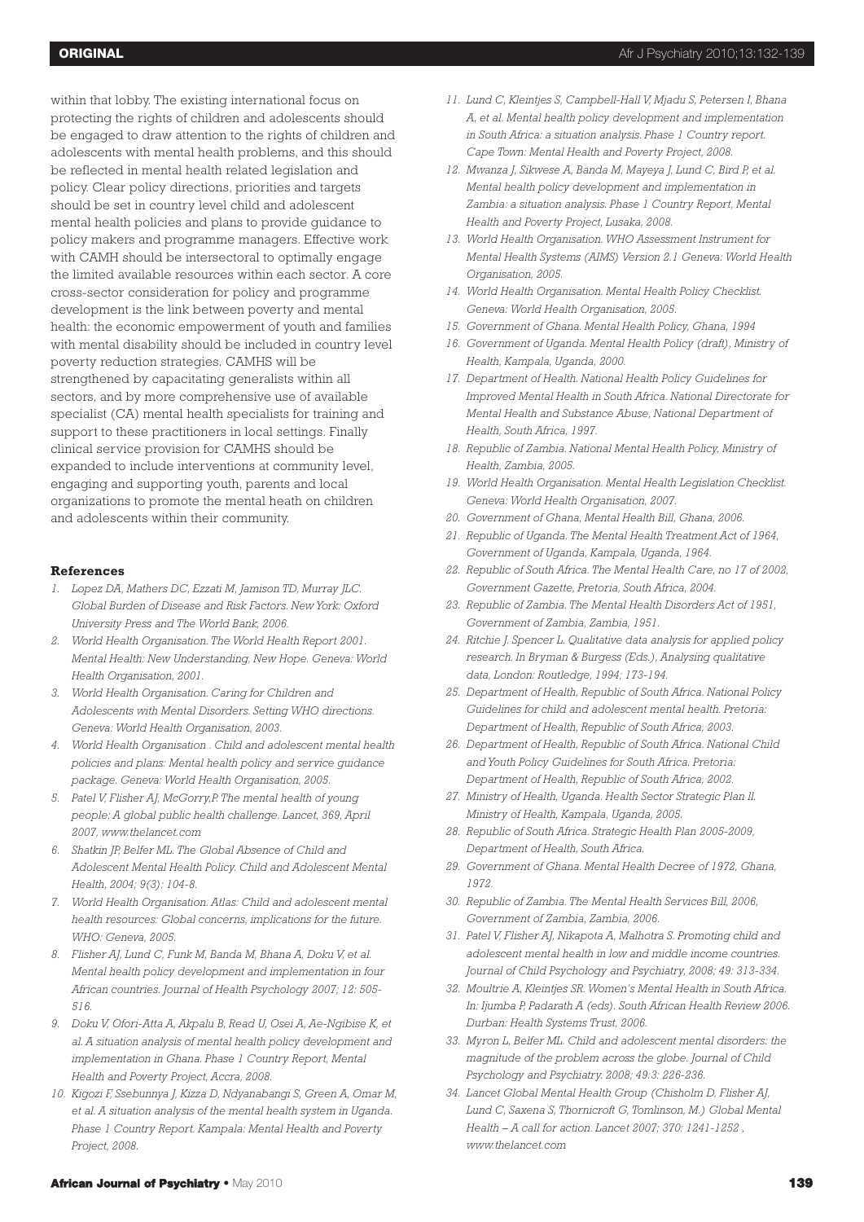within that lobby. The existing international focus on protecting the rights of children and adolescents should be engaged to draw attention to the rights of children and adolescents with mental health problems, and this should be reflected in mental health related legislation and policy. Clear policy directions, priorities and targets should be set in country level child and adolescent mental health policies and plans to provide guidance to policy makers and programme managers. Effective work with CAMH should be intersectoral to optimally engage the limited available resources within each sector. A core cross-sector consideration for policy and programme development is the link between poverty and mental health: the economic empowerment of youth and families with mental disability should be included in country level poverty reduction strategies. CAMHS will be strengthened by capacitating generalists within all sectors, and by more comprehensive use of available specialist (CA) mental health specialists for training and support to these practitioners in local settings. Finally clinical service provision for CAMHS should be expanded to include interventions at community level, engaging and supporting youth, parents and local organizations to promote the mental heath on children and adolescents within their community.

**References**

1. *Lopez DA, Mathers DC, Ezzati M, Jamison TD, Murray JLC. Global Burden of Disease and Risk Factors. New York: Oxford University Press and The World Bank, 2006.*
2. *World Health Organisation. The World Health Report 2001. Mental Health: New Understanding, New Hope. Geneva: World Health Organisation, 2001.*
3. *World Health Organisation. Caring for Children and Adolescents with Mental Disorders. Setting WHO directions. Geneva: World Health Organisation, 2003.*
4. *World Health Organisation . Child and adolescent mental health policies and plans: Mental health policy and service guidance package. Geneva: World Health Organisation, 2005.*
5. *Patel V, Flisher AJ, McGorry,P. The mental health of young people: A global public health challenge. Lancet, 369, April 2007, www.thelancet.com*
6. *Shatkin JP, Belfer ML. The Global Absence of Child and Adolescent Mental Health Policy. Child and Adolescent Mental Health, 2004; 9(3): 104-8.*
7. *World Health Organisation. Atlas: Child and adolescent mental health resources: Global concerns, implications for the future. WHO: Geneva, 2005.*
8. *Flisher AJ, Lund C, Funk M, Banda M, Bhana A, Doku V, et al. Mental health policy development and implementation in four African countries. Journal of Health Psychology 2007; 12: 505-516.*
9. *Doku V, Ofori-Atta A, Akpalu B, Read U, Osei A, Ae-Ngibise K, et al. A situation analysis of mental health policy development and implementation in Ghana. Phase 1 Country Report, Mental Health and Poverty Project, Accra, 2008.*
10. *Kigozi F, Ssebunnya J, Kizza D, Ndyanabangi S, Green A, Omar M, et al. A situation analysis of the mental health system in Uganda. Phase 1 Country Report. Kampala: Mental Health and Poverty Project, 2008.*
11. *Lund C, Kleintjes S, Campbell-Hall V, Mjadu S, Petersen I, Bhana A, et al. Mental health policy development and implementation in South Africa: a situation analysis. Phase 1 Country report. Cape Town: Mental Health and Poverty Project, 2008.*
12. *Mwanza J, Sikwese A, Banda M, Mayeya J, Lund C, Bird P, et al. Mental health policy development and implementation in Zambia: a situation analysis. Phase 1 Country Report, Mental Health and Poverty Project, Lusaka, 2008.*
13. *World Health Organisation. WHO Assessment Instrument for Mental Health Systems (AIMS) Version 2.1 Geneva: World Health Organisation, 2005.*
14. *World Health Organisation. Mental Health Policy Checklist. Geneva: World Health Organisation, 2005.*
15. *Government of Ghana. Mental Health Policy, Ghana, 1994*
16. *Government of Uganda. Mental Health Policy (draft), Ministry of Health, Kampala, Uganda, 2000.*
17. *Department of Health. National Health Policy Guidelines for Improved Mental Health in South Africa. National Directorate for Mental Health and Substance Abuse, National Department of Health, South Africa, 1997.*
18. *Republic of Zambia. National Mental Health Policy, Ministry of Health, Zambia, 2005.*
19. *World Health Organisation. Mental Health Legislation Checklist. Geneva: World Health Organisation, 2007.*
20. *Government of Ghana, Mental Health Bill, Ghana, 2006.*
21. *Republic of Uganda. The Mental Health Treatment Act of 1964, Government of Uganda, Kampala, Uganda, 1964.*
22. *Republic of South Africa. The Mental Health Care, no 17 of 2002, Government Gazette, Pretoria, South Africa, 2004.*
23. *Republic of Zambia. The Mental Health Disorders Act of 1951, Government of Zambia, Zambia, 1951.*
24. *Ritchie J. Spencer L. Qualitative data analysis for applied policy research. In Bryman & Burgess (Eds.), Analysing qualitative data, London: Routledge, 1994; 173-194.*
25. *Department of Health, Republic of South Africa. National Policy Guidelines for child and adolescent mental health. Pretoria: Department of Health, Republic of South Africa, 2003.*
26. *Department of Health, Republic of South Africa. National Child and Youth Policy Guidelines for South Africa. Pretoria: Department of Health, Republic of South Africa, 2002.*
27. *Ministry of Health, Uganda. Health Sector Strategic Plan II. Ministry of Health, Kampala, Uganda, 2005.*
28. *Republic of South Africa. Strategic Health Plan 2005-2009, Department of Health, South Africa.*
29. *Government of Ghana. Mental Health Decree of 1972, Ghana, 1972.*
30. *Republic of Zambia. The Mental Health Services Bill, 2006, Government of Zambia, Zambia, 2006.*
31. *Patel V, Flisher AJ, Nikapota A, Malhotra S. Promoting child and adolescent mental health in low and middle income countries. Journal of Child Psychology and Psychiatry, 2008; 49: 313-334.*
32. *Moultrie A, Kleintjes SR. Women's Mental Health in South Africa. In: Ijumba P, Padarath A (eds). South African Health Review 2006. Durban: Health Systems Trust, 2006.*
33. *Myron L, Belfer ML. Child and adolescent mental disorders: the magnitude of the problem across the globe. Journal of Child Psychology and Psychiatry. 2008; 49:3: 226-236.*
34. *Lancet Global Mental Health Group (Chisholm D, Flisher AJ, Lund C, Saxena S, Thornicroft G, Tomlinson, M.) Global Mental Health – A call for action. Lancet 2007; 370: 1241-1252 , www.thelancet.com*